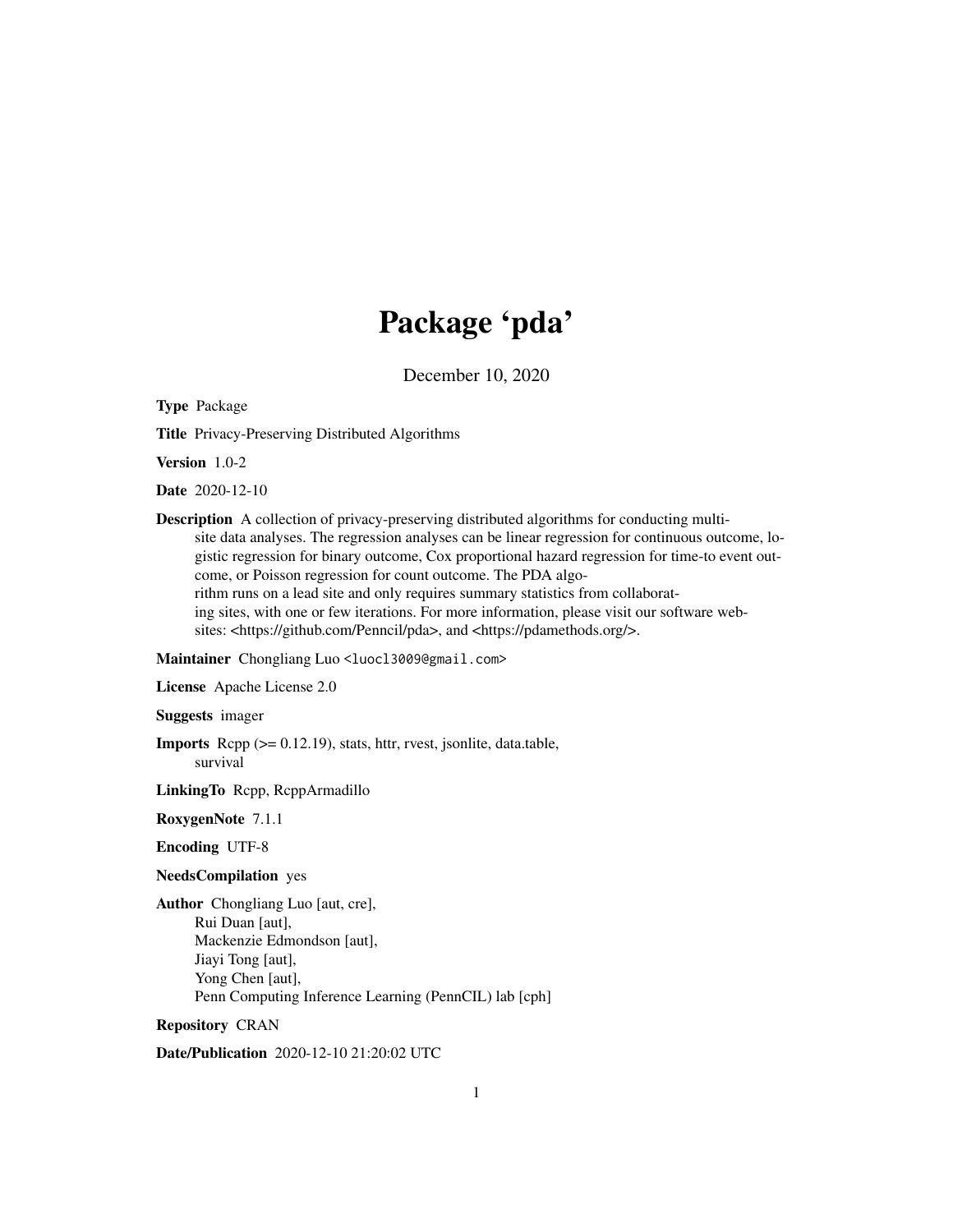# Package 'pda'

December 10, 2020

**Type** Package

**Title** Privacy-Preserving Distributed Algorithms

**Version** 1.0-2

**Date** 2020-12-10

**Description** A collection of privacy-preserving distributed algorithms for conducting multi-site data analyses. The regression analyses can be linear regression for continuous outcome, logistic regression for binary outcome, Cox proportional hazard regression for time-to event outcome, or Poisson regression for count outcome. The PDA algorithm runs on a lead site and only requires summary statistics from collaborating sites, with one or few iterations. For more information, please visit our software websites: <https://github.com/Penncil/pda>, and <https://pdamethods.org/>.

**Maintainer** Chongliang Luo <luocl3009@gmail.com>

**License** Apache License 2.0

**Suggests** imager

**Imports** Rcpp (>= 0.12.19), stats, httr, rvest, jsonlite, data.table, survival

**LinkingTo** Rcpp, RcppArmadillo

**RoxygenNote** 7.1.1

**Encoding** UTF-8

**NeedsCompilation** yes

**Author** Chongliang Luo [aut, cre],
Rui Duan [aut],
Mackenzie Edmondson [aut],
Jiayi Tong [aut],
Yong Chen [aut],
Penn Computing Inference Learning (PennCIL) lab [cph]

**Repository** CRAN

**Date/Publication** 2020-12-10 21:20:02 UTC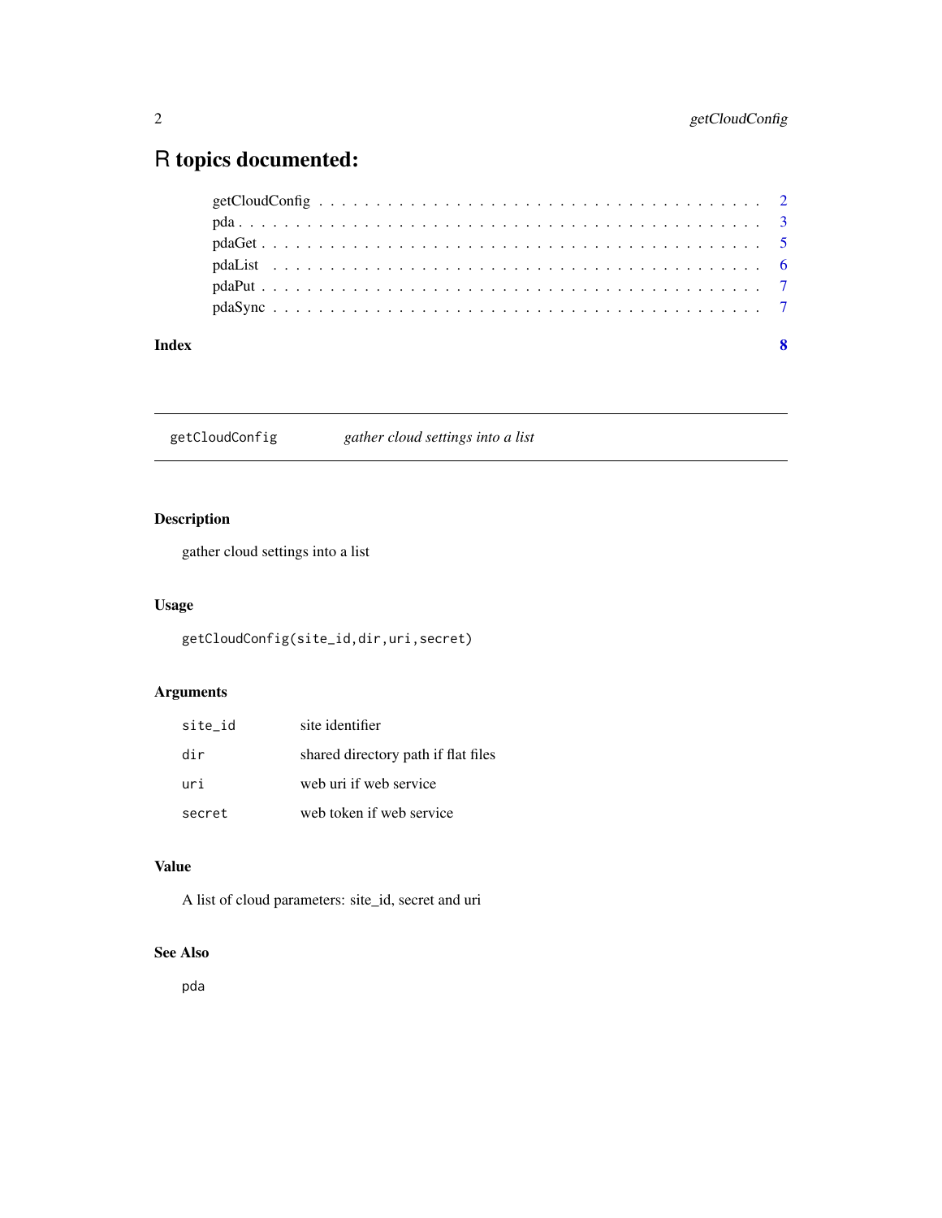# R topics documented:

getCloudConfig . . . . . . . . . . . . . . . . . . . . . . . . . . . . . . . . . . . . . . 2
pda . . . . . . . . . . . . . . . . . . . . . . . . . . . . . . . . . . . . . . . . . . . . 3
pdaGet . . . . . . . . . . . . . . . . . . . . . . . . . . . . . . . . . . . . . . . . . . 5
pdaList . . . . . . . . . . . . . . . . . . . . . . . . . . . . . . . . . . . . . . . . . . 6
pdaPut . . . . . . . . . . . . . . . . . . . . . . . . . . . . . . . . . . . . . . . . . . 7
pdaSync . . . . . . . . . . . . . . . . . . . . . . . . . . . . . . . . . . . . . . . . . 7

**Index** **8**

---

## getCloudConfig *gather cloud settings into a list*

---

### Description

gather cloud settings into a list

### Usage

```
getCloudConfig(site_id,dir,uri,secret)
```

### Arguments

| | |
|---|---|
| `site_id` | site identifier |
| `dir` | shared directory path if flat files |
| `uri` | web uri if web service |
| `secret` | web token if web service |

### Value

A list of cloud parameters: site_id, secret and uri

### See Also

`pda`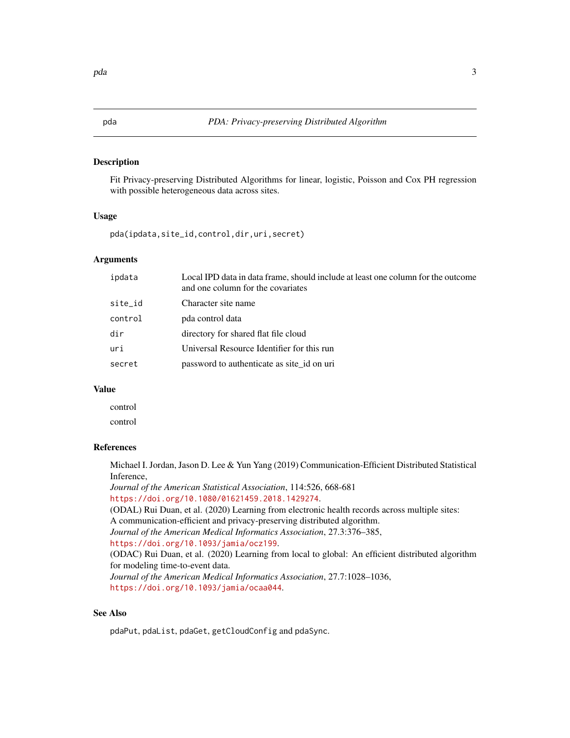pda *PDA: Privacy-preserving Distributed Algorithm*

## Description

Fit Privacy-preserving Distributed Algorithms for linear, logistic, Poisson and Cox PH regression with possible heterogeneous data across sites.

## Usage

```
pda(ipdata,site_id,control,dir,uri,secret)
```

## Arguments

| | |
|---|---|
| `ipdata` | Local IPD data in data frame, should include at least one column for the outcome and one column for the covariates |
| `site_id` | Character site name |
| `control` | pda control data |
| `dir` | directory for shared flat file cloud |
| `uri` | Universal Resource Identifier for this run |
| `secret` | password to authenticate as site_id on uri |

## Value

control

control

## References

Michael I. Jordan, Jason D. Lee & Yun Yang (2019) Communication-Efficient Distributed Statistical Inference,
*Journal of the American Statistical Association*, 114:526, 668-681
https://doi.org/10.1080/01621459.2018.1429274.
(ODAL) Rui Duan, et al. (2020) Learning from electronic health records across multiple sites: A communication-efficient and privacy-preserving distributed algorithm.
*Journal of the American Medical Informatics Association*, 27.3:376–385,
https://doi.org/10.1093/jamia/ocz199.
(ODAC) Rui Duan, et al. (2020) Learning from local to global: An efficient distributed algorithm for modeling time-to-event data.
*Journal of the American Medical Informatics Association*, 27.7:1028–1036,
https://doi.org/10.1093/jamia/ocaa044.

## See Also

`pdaPut`, `pdaList`, `pdaGet`, `getCloudConfig` and `pdaSync`.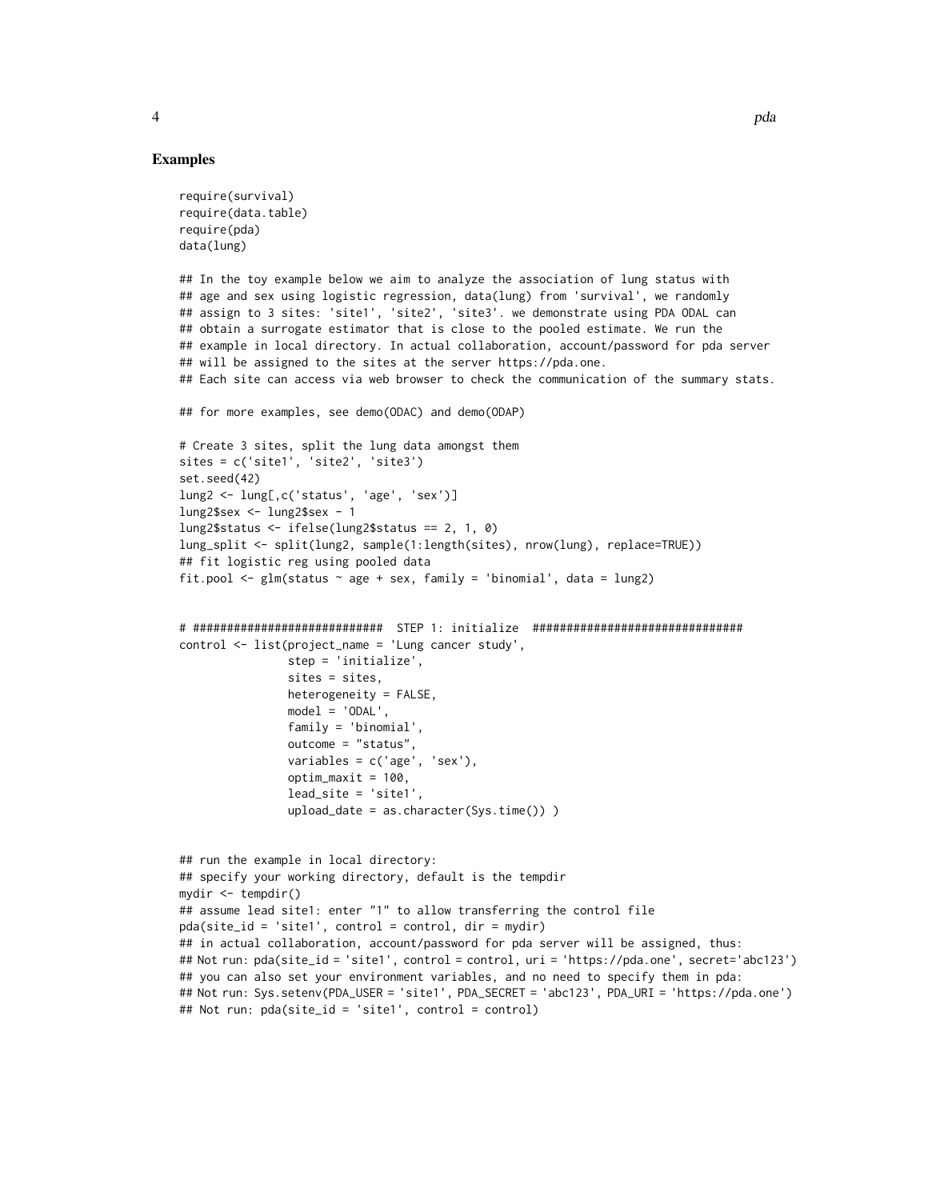## Examples

```
require(survival)
require(data.table)
require(pda)
data(lung)

## In the toy example below we aim to analyze the association of lung status with
## age and sex using logistic regression, data(lung) from 'survival', we randomly
## assign to 3 sites: 'site1', 'site2', 'site3'. we demonstrate using PDA ODAL can
## obtain a surrogate estimator that is close to the pooled estimate. We run the
## example in local directory. In actual collaboration, account/password for pda server
## will be assigned to the sites at the server https://pda.one.
## Each site can access via web browser to check the communication of the summary stats.

## for more examples, see demo(ODAC) and demo(ODAP)

# Create 3 sites, split the lung data amongst them
sites = c('site1', 'site2', 'site3')
set.seed(42)
lung2 <- lung[,c('status', 'age', 'sex')]
lung2$sex <- lung2$sex - 1
lung2$status <- ifelse(lung2$status == 2, 1, 0)
lung_split <- split(lung2, sample(1:length(sites), nrow(lung), replace=TRUE))
## fit logistic reg using pooled data
fit.pool <- glm(status ~ age + sex, family = 'binomial', data = lung2)


# ############################  STEP 1: initialize  ###############################
control <- list(project_name = 'Lung cancer study',
                step = 'initialize',
                sites = sites,
                heterogeneity = FALSE,
                model = 'ODAL',
                family = 'binomial',
                outcome = "status",
                variables = c('age', 'sex'),
                optim_maxit = 100,
                lead_site = 'site1',
                upload_date = as.character(Sys.time()) )


## run the example in local directory:
## specify your working directory, default is the tempdir
mydir <- tempdir()
## assume lead site1: enter "1" to allow transferring the control file
pda(site_id = 'site1', control = control, dir = mydir)
## in actual collaboration, account/password for pda server will be assigned, thus:
## Not run: pda(site_id = 'site1', control = control, uri = 'https://pda.one', secret='abc123')
## you can also set your environment variables, and no need to specify them in pda:
## Not run: Sys.setenv(PDA_USER = 'site1', PDA_SECRET = 'abc123', PDA_URI = 'https://pda.one')
## Not run: pda(site_id = 'site1', control = control)
```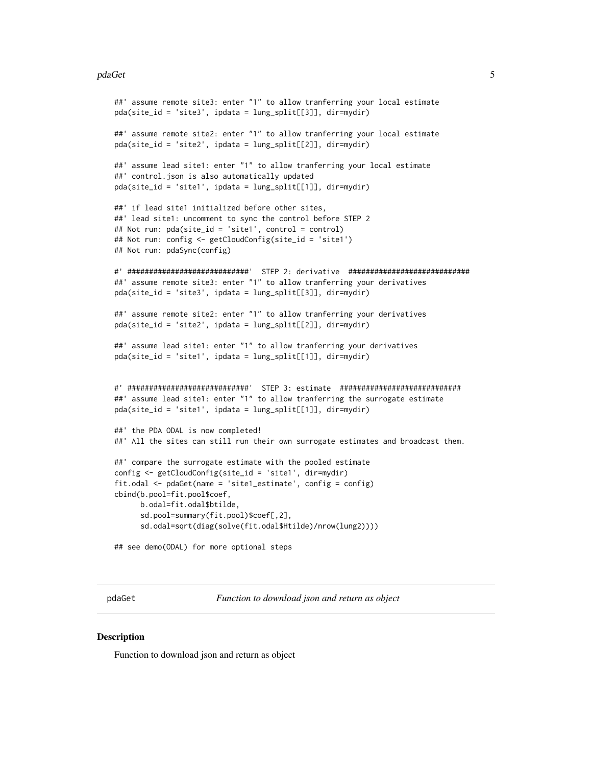```
##' assume remote site3: enter "1" to allow tranferring your local estimate
pda(site_id = 'site3', ipdata = lung_split[[3]], dir=mydir)

##' assume remote site2: enter "1" to allow tranferring your local estimate
pda(site_id = 'site2', ipdata = lung_split[[2]], dir=mydir)

##' assume lead site1: enter "1" to allow tranferring your local estimate
##' control.json is also automatically updated
pda(site_id = 'site1', ipdata = lung_split[[1]], dir=mydir)

##' if lead site1 initialized before other sites,
##' lead site1: uncomment to sync the control before STEP 2
## Not run: pda(site_id = 'site1', control = control)
## Not run: config <- getCloudConfig(site_id = 'site1')
## Not run: pdaSync(config)

#' ############################'  STEP 2: derivative  ############################
##' assume remote site3: enter "1" to allow tranferring your derivatives
pda(site_id = 'site3', ipdata = lung_split[[3]], dir=mydir)

##' assume remote site2: enter "1" to allow tranferring your derivatives
pda(site_id = 'site2', ipdata = lung_split[[2]], dir=mydir)

##' assume lead site1: enter "1" to allow tranferring your derivatives
pda(site_id = 'site1', ipdata = lung_split[[1]], dir=mydir)


#' ############################'  STEP 3: estimate  ############################
##' assume lead site1: enter "1" to allow tranferring the surrogate estimate
pda(site_id = 'site1', ipdata = lung_split[[1]], dir=mydir)

##' the PDA ODAL is now completed!
##' All the sites can still run their own surrogate estimates and broadcast them.

##' compare the surrogate estimate with the pooled estimate
config <- getCloudConfig(site_id = 'site1', dir=mydir)
fit.odal <- pdaGet(name = 'site1_estimate', config = config)
cbind(b.pool=fit.pool$coef,
      b.odal=fit.odal$btilde,
      sd.pool=summary(fit.pool)$coef[,2],
      sd.odal=sqrt(diag(solve(fit.odal$Htilde)/nrow(lung2))))

## see demo(ODAL) for more optional steps
```

## pdaGet — *Function to download json and return as object*

### Description

Function to download json and return as object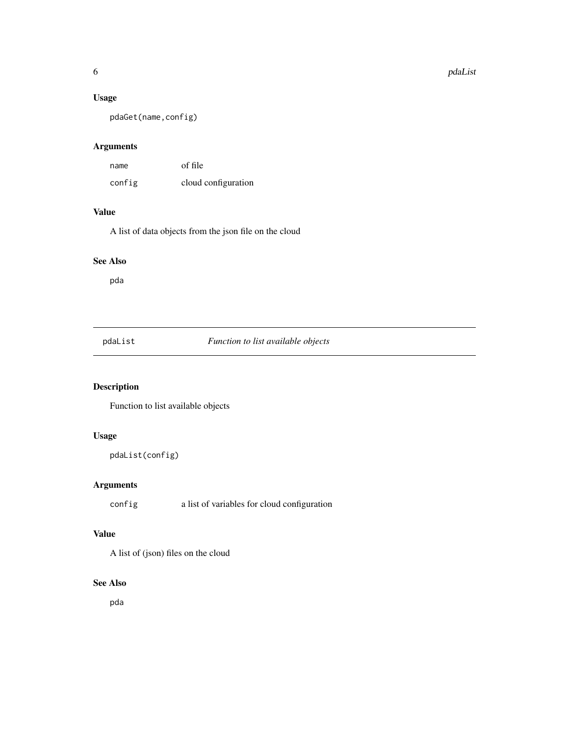### Usage

```
pdaGet(name,config)
```

### Arguments

| | |
|---|---|
| `name` | of file |
| `config` | cloud configuration |

### Value

A list of data objects from the json file on the cloud

### See Also

`pda`

---

## pdaList — *Function to list available objects*

---

### Description

Function to list available objects

### Usage

```
pdaList(config)
```

### Arguments

| | |
|---|---|
| `config` | a list of variables for cloud configuration |

### Value

A list of (json) files on the cloud

### See Also

`pda`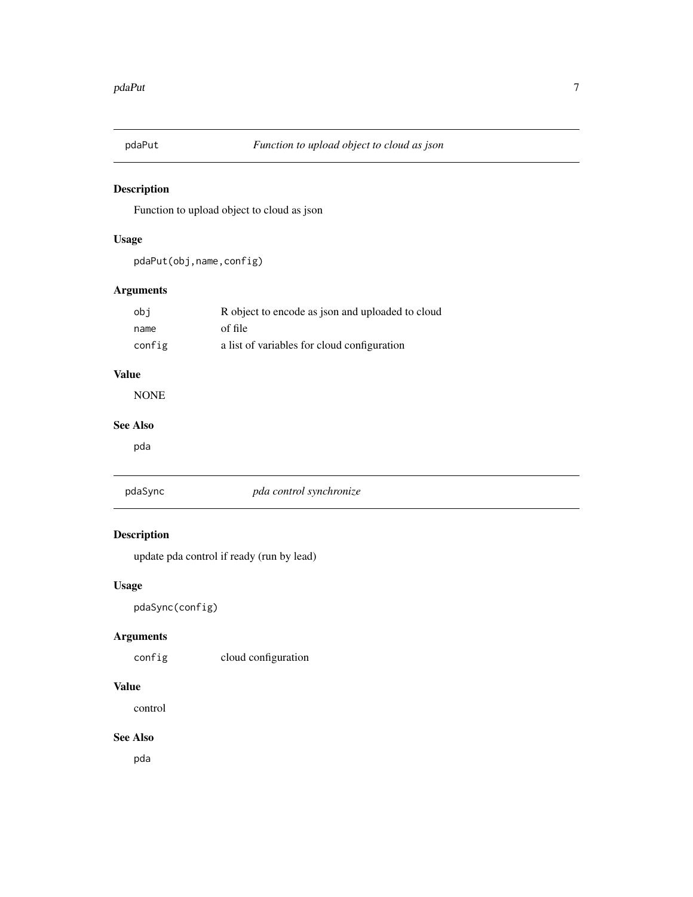## pdaPut *Function to upload object to cloud as json*

### Description

Function to upload object to cloud as json

### Usage

```
pdaPut(obj,name,config)
```

### Arguments

| | |
|---|---|
| obj | R object to encode as json and uploaded to cloud |
| name | of file |
| config | a list of variables for cloud configuration |

### Value

NONE

### See Also

pda

## pdaSync *pda control synchronize*

### Description

update pda control if ready (run by lead)

### Usage

```
pdaSync(config)
```

### Arguments

| | |
|---|---|
| config | cloud configuration |

### Value

control

### See Also

pda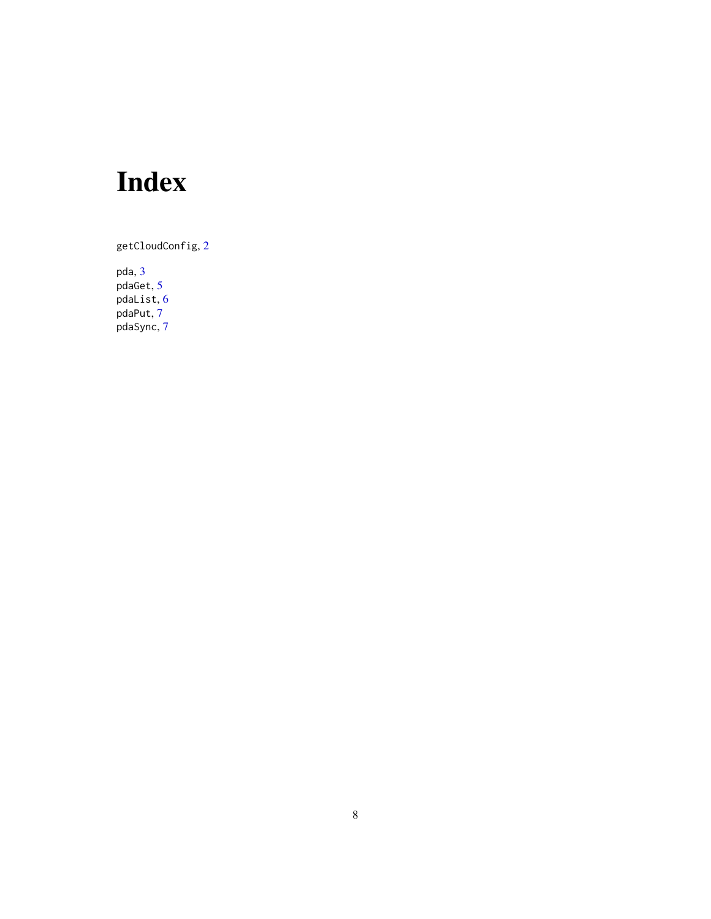# Index

getCloudConfig, 2

pda, 3
pdaGet, 5
pdaList, 6
pdaPut, 7
pdaSync, 7